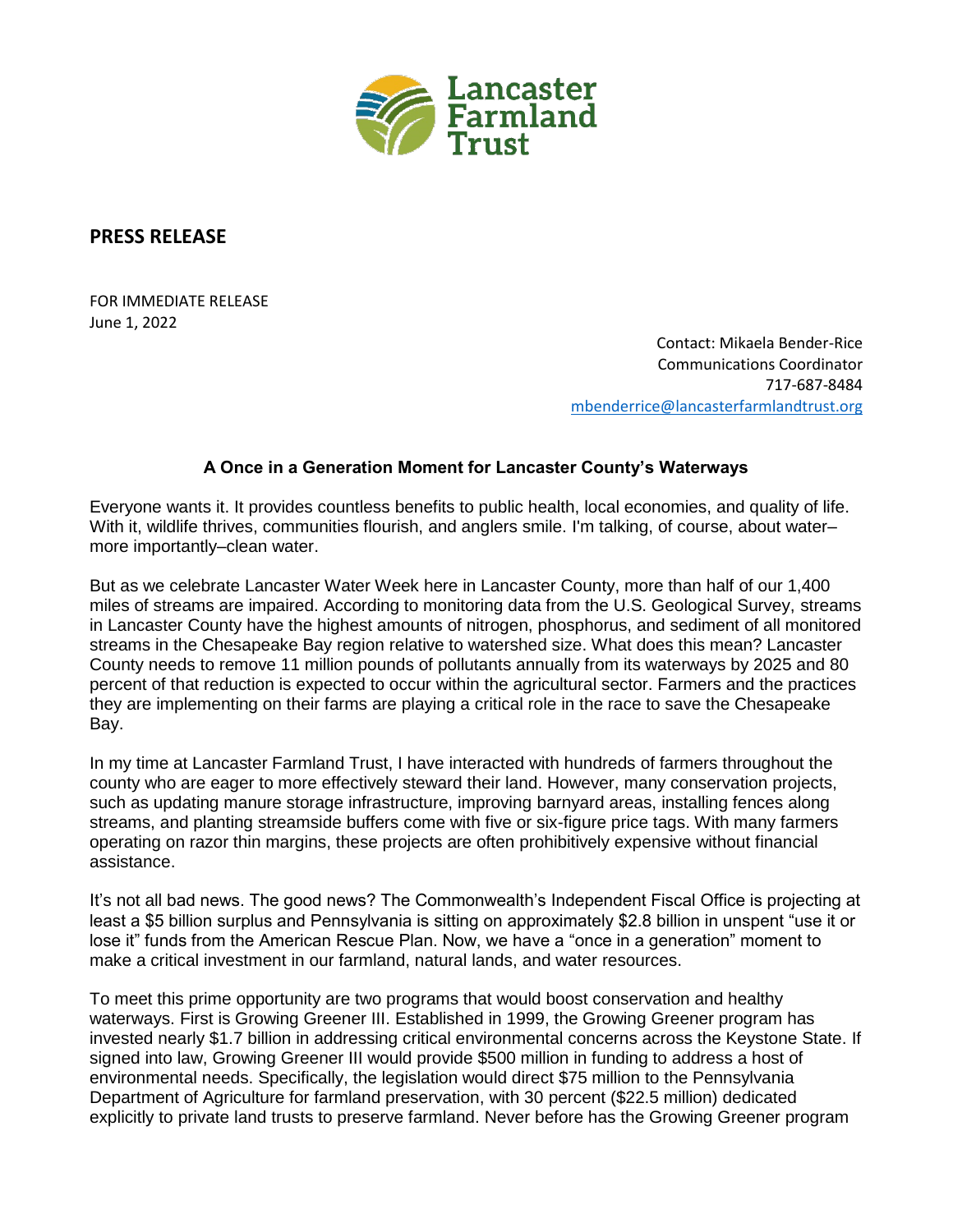Lancaster Farmland Trust

## PRESS RELEASE

FOR IMMEDIATE RELEASE
June 1, 2022

Contact: Mikaela Bender-Rice
Communications Coordinator
717-687-8484
mbenderrice@lancasterfarmlandtrust.org

### A Once in a Generation Moment for Lancaster County's Waterways

Everyone wants it. It provides countless benefits to public health, local economies, and quality of life. With it, wildlife thrives, communities flourish, and anglers smile. I'm talking, of course, about water–more importantly–clean water.

But as we celebrate Lancaster Water Week here in Lancaster County, more than half of our 1,400 miles of streams are impaired. According to monitoring data from the U.S. Geological Survey, streams in Lancaster County have the highest amounts of nitrogen, phosphorus, and sediment of all monitored streams in the Chesapeake Bay region relative to watershed size. What does this mean? Lancaster County needs to remove 11 million pounds of pollutants annually from its waterways by 2025 and 80 percent of that reduction is expected to occur within the agricultural sector. Farmers and the practices they are implementing on their farms are playing a critical role in the race to save the Chesapeake Bay.

In my time at Lancaster Farmland Trust, I have interacted with hundreds of farmers throughout the county who are eager to more effectively steward their land. However, many conservation projects, such as updating manure storage infrastructure, improving barnyard areas, installing fences along streams, and planting streamside buffers come with five or six-figure price tags. With many farmers operating on razor thin margins, these projects are often prohibitively expensive without financial assistance.

It's not all bad news. The good news? The Commonwealth's Independent Fiscal Office is projecting at least a $5 billion surplus and Pennsylvania is sitting on approximately $2.8 billion in unspent "use it or lose it" funds from the American Rescue Plan. Now, we have a "once in a generation" moment to make a critical investment in our farmland, natural lands, and water resources.

To meet this prime opportunity are two programs that would boost conservation and healthy waterways. First is Growing Greener III. Established in 1999, the Growing Greener program has invested nearly $1.7 billion in addressing critical environmental concerns across the Keystone State. If signed into law, Growing Greener III would provide $500 million in funding to address a host of environmental needs. Specifically, the legislation would direct $75 million to the Pennsylvania Department of Agriculture for farmland preservation, with 30 percent ($22.5 million) dedicated explicitly to private land trusts to preserve farmland. Never before has the Growing Greener program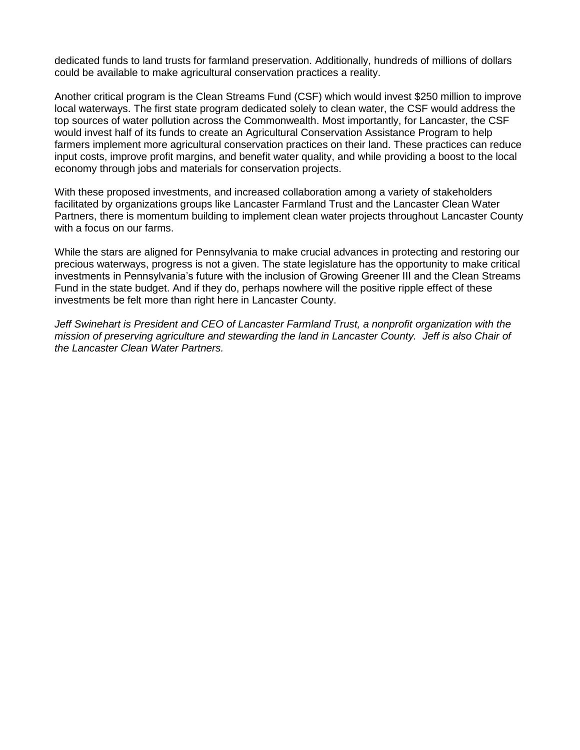dedicated funds to land trusts for farmland preservation. Additionally, hundreds of millions of dollars could be available to make agricultural conservation practices a reality.

Another critical program is the Clean Streams Fund (CSF) which would invest $250 million to improve local waterways. The first state program dedicated solely to clean water, the CSF would address the top sources of water pollution across the Commonwealth. Most importantly, for Lancaster, the CSF would invest half of its funds to create an Agricultural Conservation Assistance Program to help farmers implement more agricultural conservation practices on their land. These practices can reduce input costs, improve profit margins, and benefit water quality, and while providing a boost to the local economy through jobs and materials for conservation projects.

With these proposed investments, and increased collaboration among a variety of stakeholders facilitated by organizations groups like Lancaster Farmland Trust and the Lancaster Clean Water Partners, there is momentum building to implement clean water projects throughout Lancaster County with a focus on our farms.

While the stars are aligned for Pennsylvania to make crucial advances in protecting and restoring our precious waterways, progress is not a given. The state legislature has the opportunity to make critical investments in Pennsylvania's future with the inclusion of Growing Greener III and the Clean Streams Fund in the state budget. And if they do, perhaps nowhere will the positive ripple effect of these investments be felt more than right here in Lancaster County.

*Jeff Swinehart is President and CEO of Lancaster Farmland Trust, a nonprofit organization with the mission of preserving agriculture and stewarding the land in Lancaster County. Jeff is also Chair of the Lancaster Clean Water Partners.*